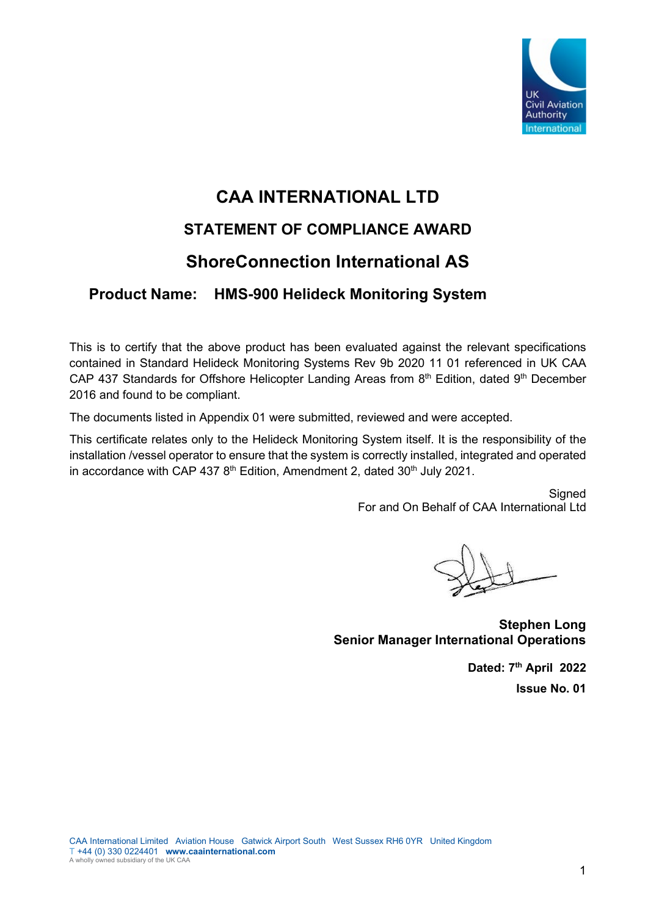# CAA INTERNATIONAL LTD

## STATEMENT OF COMPLIANCE AWARD

## ShoreConnection International AS

### Product Name: HMS-900 Helideck Monitoring System

This is to certify that the above product has been evaluated against the relevant specifications contained in Standard Helideck Monitoring Systems Rev 9b 2020 11 01 referenced in UK CAA CAP 437 Standards for Offshore Helicopter Landing Areas from 8th Edition, dated 9th December 2016 and found to be compliant.

The documents listed in Appendix 01 were submitted, reviewed and were accepted.

This certificate relates only to the Helideck Monitoring System itself. It is the responsibility of the installation /vessel operator to ensure that the system is correctly installed, integrated and operated in accordance with CAP 437 8th Edition, Amendment 2, dated 30th July 2021.

Signed
For and On Behalf of CAA International Ltd

**Stephen Long**
**Senior Manager International Operations**

**Dated: 7th April 2022**

**Issue No. 01**

CAA International Limited Aviation House Gatwick Airport South West Sussex RH6 0YR United Kingdom
T +44 (0) 330 0224401 **www.caainternational.com**
A wholly owned subsidiary of the UK CAA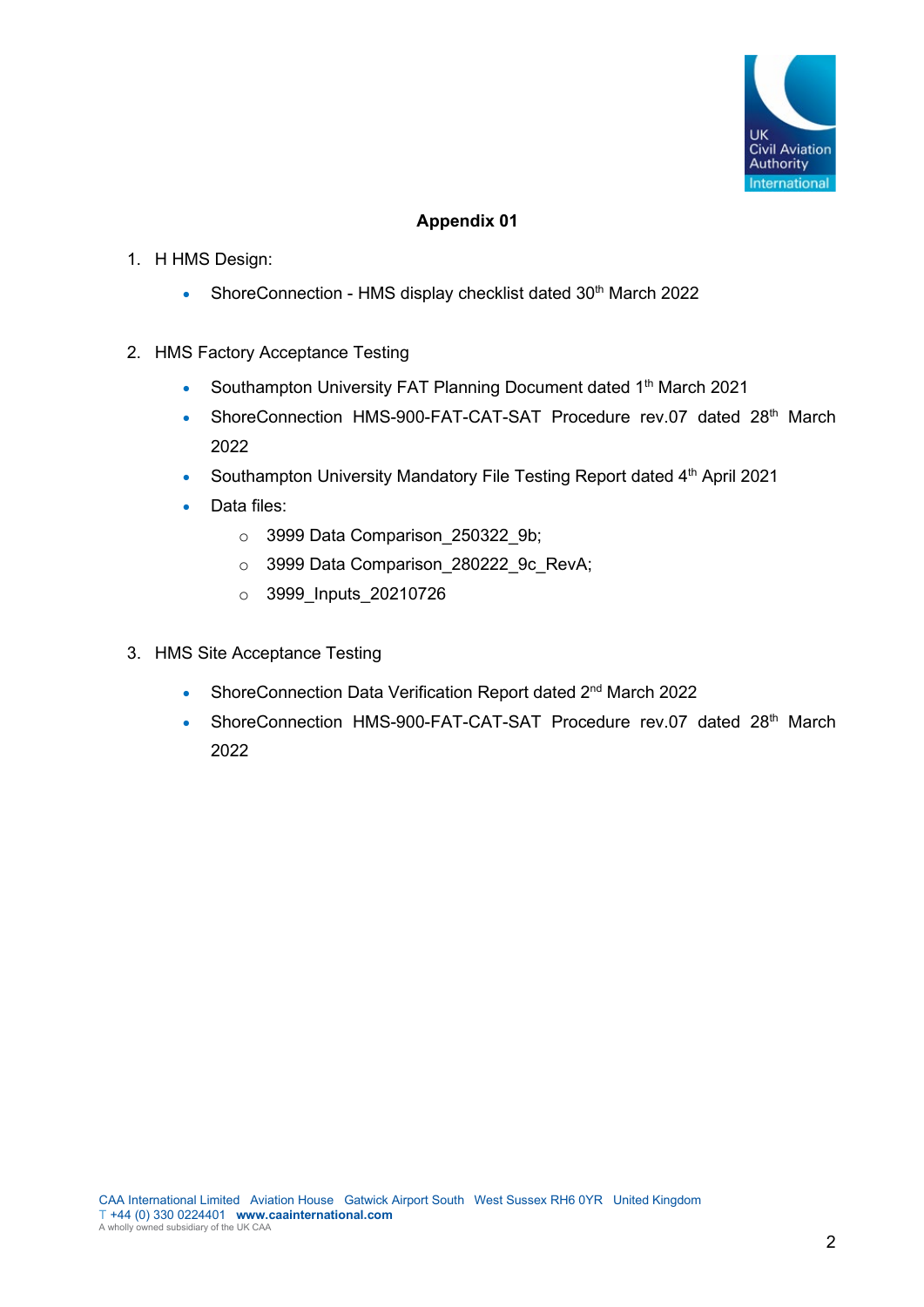**Appendix 01**

1. H HMS Design:
   - ShoreConnection - HMS display checklist dated 30th March 2022

2. HMS Factory Acceptance Testing
   - Southampton University FAT Planning Document dated 1th March 2021
   - ShoreConnection HMS-900-FAT-CAT-SAT Procedure rev.07 dated 28th March 2022
   - Southampton University Mandatory File Testing Report dated 4th April 2021
   - Data files:
     - 3999 Data Comparison_250322_9b;
     - 3999 Data Comparison_280222_9c_RevA;
     - 3999_Inputs_20210726

3. HMS Site Acceptance Testing
   - ShoreConnection Data Verification Report dated 2nd March 2022
   - ShoreConnection HMS-900-FAT-CAT-SAT Procedure rev.07 dated 28th March 2022

CAA International Limited Aviation House Gatwick Airport South West Sussex RH6 0YR United Kingdom
T +44 (0) 330 0224401 **www.caainternational.com**
A wholly owned subsidiary of the UK CAA